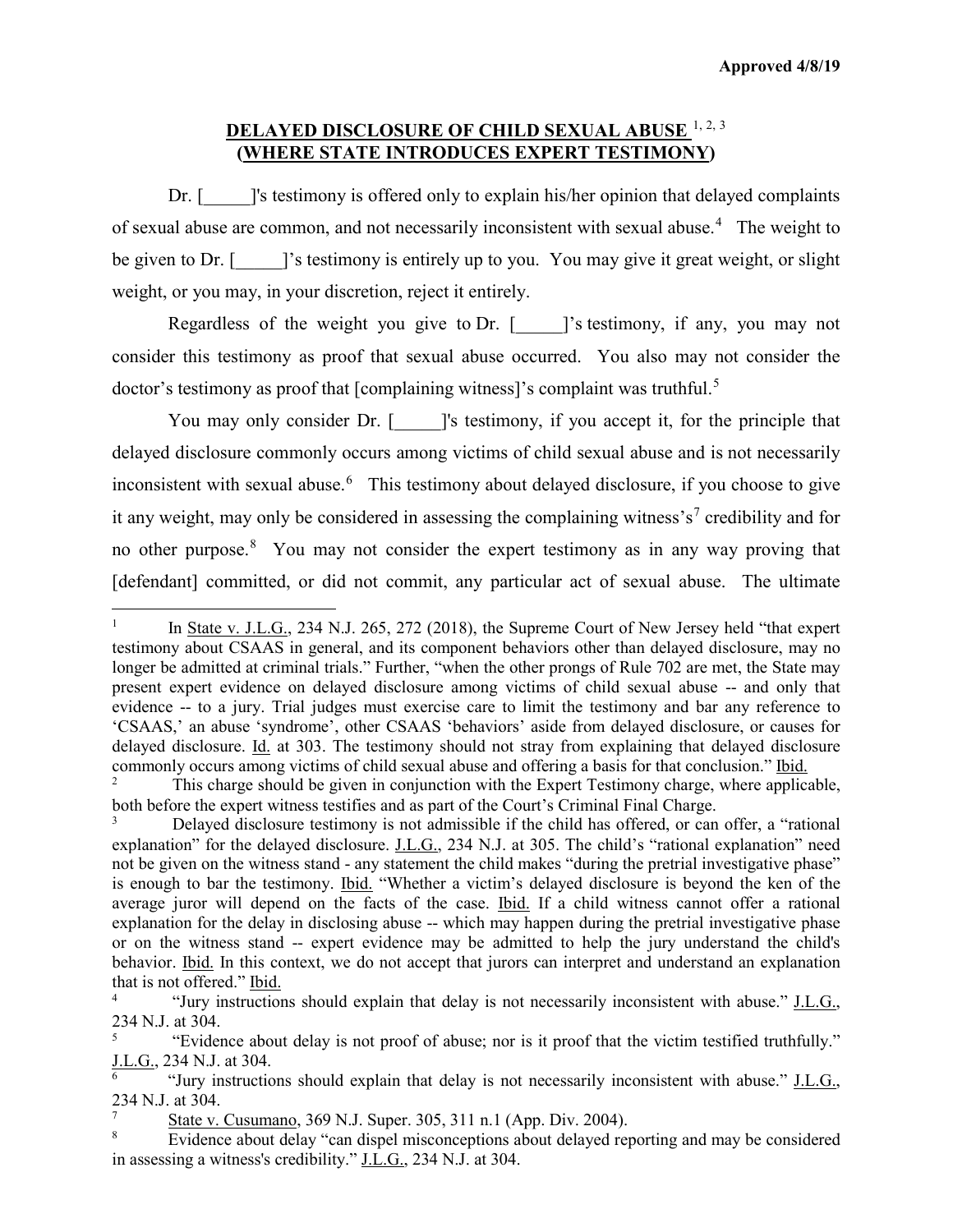Approved 4/8/19

## DELAYED DISCLOSURE OF CHILD SEXUAL ABUSE [1, 2, 3] (WHERE STATE INTRODUCES EXPERT TESTIMONY)

Dr. [_____]'s testimony is offered only to explain his/her opinion that delayed complaints of sexual abuse are common, and not necessarily inconsistent with sexual abuse.[4] The weight to be given to Dr. [_____]'s testimony is entirely up to you. You may give it great weight, or slight weight, or you may, in your discretion, reject it entirely.

Regardless of the weight you give to Dr. [_____]'s testimony, if any, you may not consider this testimony as proof that sexual abuse occurred. You also may not consider the doctor's testimony as proof that [complaining witness]'s complaint was truthful.[5]

You may only consider Dr. [_____]'s testimony, if you accept it, for the principle that delayed disclosure commonly occurs among victims of child sexual abuse and is not necessarily inconsistent with sexual abuse.[6] This testimony about delayed disclosure, if you choose to give it any weight, may only be considered in assessing the complaining witness's's[7] credibility and for no other purpose.[8] You may not consider the expert testimony as in any way proving that [defendant] committed, or did not commit, any particular act of sexual abuse. The ultimate

---

[1] In State v. J.L.G., 234 N.J. 265, 272 (2018), the Supreme Court of New Jersey held "that expert testimony about CSAAS in general, and its component behaviors other than delayed disclosure, may no longer be admitted at criminal trials." Further, "when the other prongs of Rule 702 are met, the State may present expert evidence on delayed disclosure among victims of child sexual abuse -- and only that evidence -- to a jury. Trial judges must exercise care to limit the testimony and bar any reference to 'CSAAS,' an abuse 'syndrome', other CSAAS 'behaviors' aside from delayed disclosure, or causes for delayed disclosure. Id. at 303. The testimony should not stray from explaining that delayed disclosure commonly occurs among victims of child sexual abuse and offering a basis for that conclusion." Ibid.

[2] This charge should be given in conjunction with the Expert Testimony charge, where applicable, both before the expert witness testifies and as part of the Court's Criminal Final Charge.

[3] Delayed disclosure testimony is not admissible if the child has offered, or can offer, a "rational explanation" for the delayed disclosure. J.L.G., 234 N.J. at 305. The child's "rational explanation" need not be given on the witness stand - any statement the child makes "during the pretrial investigative phase" is enough to bar the testimony. Ibid. "Whether a victim's delayed disclosure is beyond the ken of the average juror will depend on the facts of the case. Ibid. If a child witness cannot offer a rational explanation for the delay in disclosing abuse -- which may happen during the pretrial investigative phase or on the witness stand -- expert evidence may be admitted to help the jury understand the child's behavior. Ibid. In this context, we do not accept that jurors can interpret and understand an explanation that is not offered." Ibid.

[4] "Jury instructions should explain that delay is not necessarily inconsistent with abuse." J.L.G., 234 N.J. at 304.

[5] "Evidence about delay is not proof of abuse; nor is it proof that the victim testified truthfully." J.L.G., 234 N.J. at 304.

[6] "Jury instructions should explain that delay is not necessarily inconsistent with abuse." J.L.G., 234 N.J. at 304.

[7] State v. Cusumano, 369 N.J. Super. 305, 311 n.1 (App. Div. 2004).

[8] Evidence about delay "can dispel misconceptions about delayed reporting and may be considered in assessing a witness's credibility." J.L.G., 234 N.J. at 304.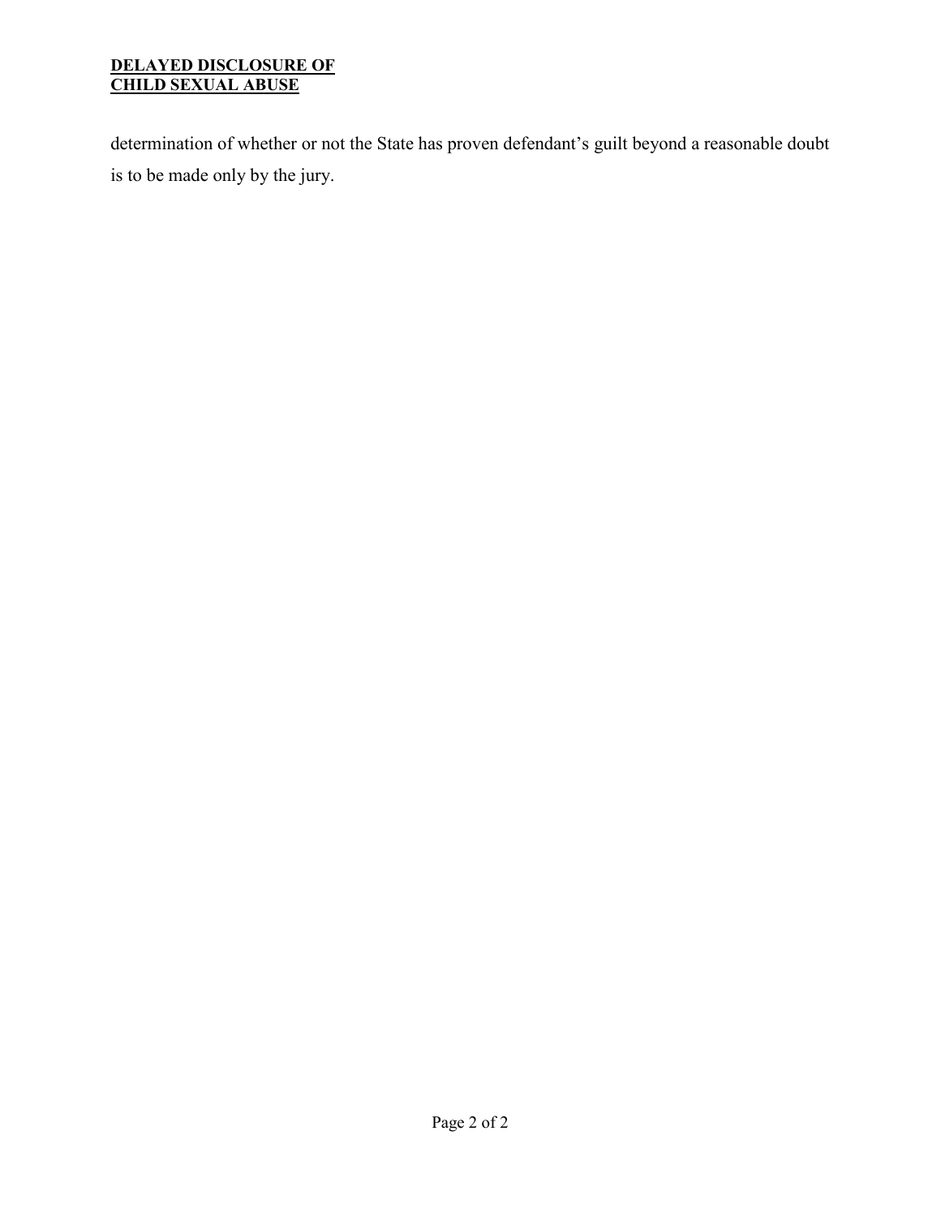determination of whether or not the State has proven defendant's guilt beyond a reasonable doubt is to be made only by the jury.